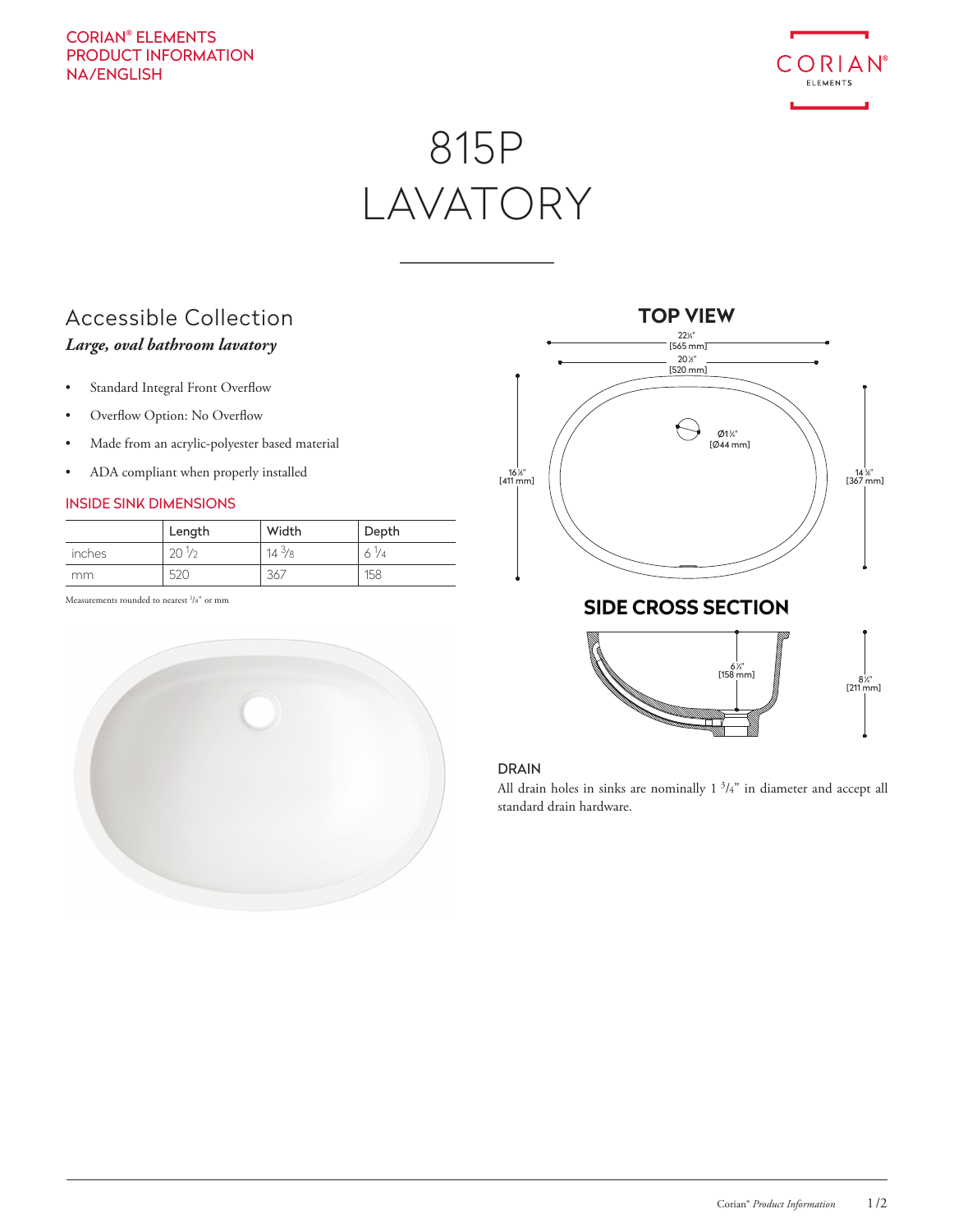CORIAN® ELEMENTS
PRODUCT INFORMATION
NA/ENGLISH

# 815P LAVATORY

## Accessible Collection

***Large, oval bathroom lavatory***

- Standard Integral Front Overflow
- Overflow Option: No Overflow
- Made from an acrylic-polyester based material
- ADA compliant when properly installed

### INSIDE SINK DIMENSIONS

| | Length | Width | Depth |
|---|---|---|---|
| inches | 20 1/2 | 14 3/8 | 6 1/4 |
| mm | 520 | 367 | 158 |

Measurements rounded to nearest 1/8" or mm

## TOP VIEW

22¼" [565 mm]
20½" [520 mm]
Ø1¾" [Ø44 mm]
16⅛" [411 mm]
14⅜" [367 mm]

## SIDE CROSS SECTION

6¼" [158 mm]
8¼" [211 mm]

### DRAIN

All drain holes in sinks are nominally 1 3/4" in diameter and accept all standard drain hardware.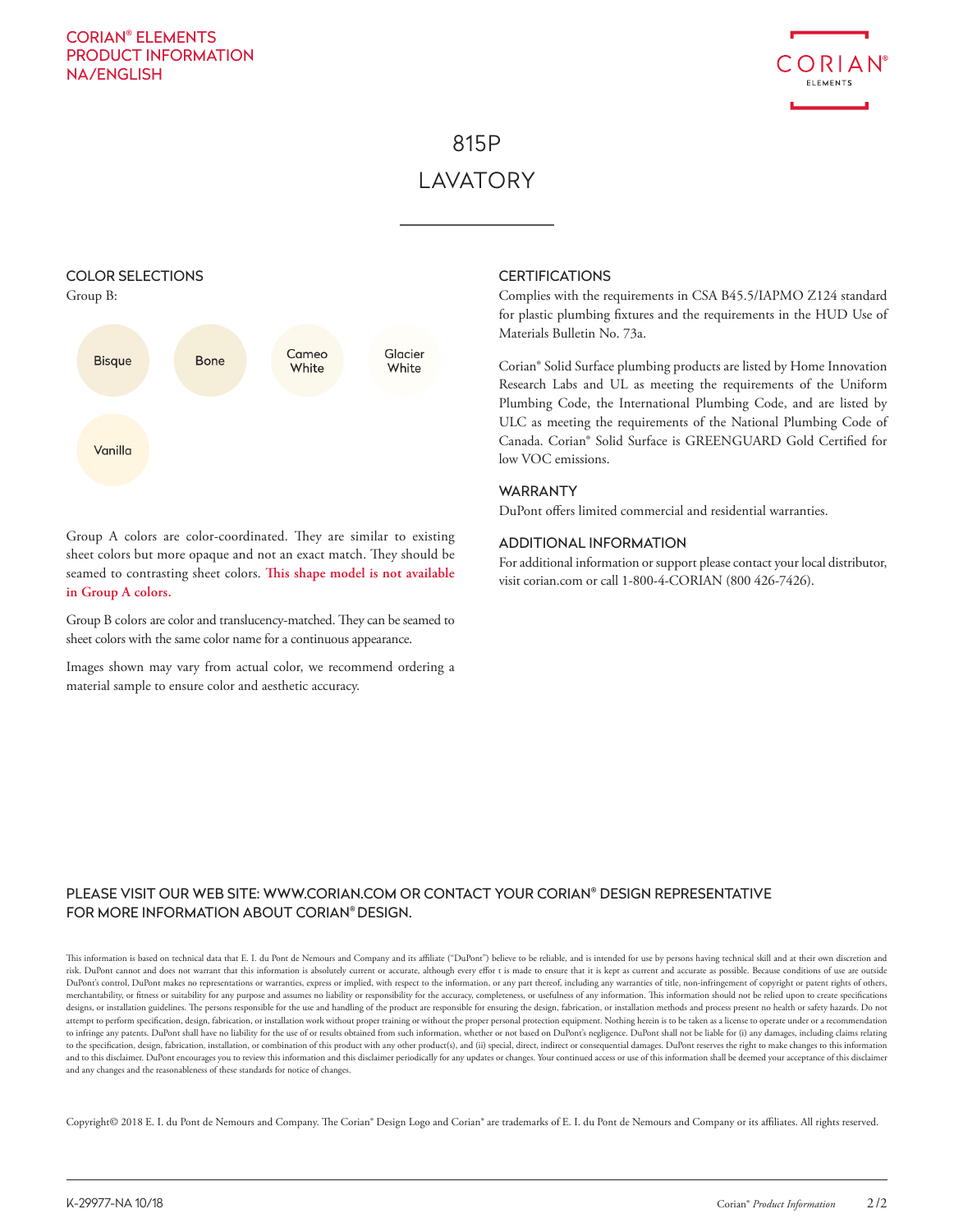CORIAN® ELEMENTS
PRODUCT INFORMATION
NA/ENGLISH

# 815P
# LAVATORY

## COLOR SELECTIONS

Group B:

Bisque
Bone
Cameo White
Glacier White
Vanilla

Group A colors are color-coordinated. They are similar to existing sheet colors but more opaque and not an exact match. They should be seamed to contrasting sheet colors. **This shape model is not available in Group A colors.**

Group B colors are color and translucency-matched. They can be seamed to sheet colors with the same color name for a continuous appearance.

Images shown may vary from actual color, we recommend ordering a material sample to ensure color and aesthetic accuracy.

## CERTIFICATIONS

Complies with the requirements in CSA B45.5/IAPMO Z124 standard for plastic plumbing fixtures and the requirements in the HUD Use of Materials Bulletin No. 73a.

Corian® Solid Surface plumbing products are listed by Home Innovation Research Labs and UL as meeting the requirements of the Uniform Plumbing Code, the International Plumbing Code, and are listed by ULC as meeting the requirements of the National Plumbing Code of Canada. Corian® Solid Surface is GREENGUARD Gold Certified for low VOC emissions.

## WARRANTY

DuPont offers limited commercial and residential warranties.

## ADDITIONAL INFORMATION

For additional information or support please contact your local distributor, visit corian.com or call 1-800-4-CORIAN (800 426-7426).

## PLEASE VISIT OUR WEB SITE: WWW.CORIAN.COM OR CONTACT YOUR CORIAN® DESIGN REPRESENTATIVE FOR MORE INFORMATION ABOUT CORIAN® DESIGN.

This information is based on technical data that E. I. du Pont de Nemours and Company and its affiliate ("DuPont") believe to be reliable, and is intended for use by persons having technical skill and at their own discretion and risk. DuPont cannot and does not warrant that this information is absolutely current or accurate, although every effor t is made to ensure that it is kept as current and accurate as possible. Because conditions of use are outside DuPont's control, DuPont makes no representations or warranties, express or implied, with respect to the information, or any part thereof, including any warranties of title, non-infringement of copyright or patent rights of others, merchantability, or fitness or suitability for any purpose and assumes no liability or responsibility for the accuracy, completeness, or usefulness of any information. This information should not be relied upon to create specifications designs, or installation guidelines. The persons responsible for the use and handling of the product are responsible for ensuring the design, fabrication, or installation methods and process present no health or safety hazards. Do not attempt to perform specification, design, fabrication, or installation work without proper training or without the proper personal protection equipment. Nothing herein is to be taken as a license to operate under or a recommendation to infringe any patents. DuPont shall have no liability for the use of or results obtained from such information, whether or not based on DuPont's negligence. DuPont shall not be liable for (i) any damages, including claims relating to the specification, design, fabrication, installation, or combination of this product with any other product(s), and (ii) special, direct, indirect or consequential damages. DuPont reserves the right to make changes to this information and to this disclaimer. DuPont encourages you to review this information and this disclaimer periodically for any updates or changes. Your continued access or use of this information shall be deemed your acceptance of this disclaimer and any changes and the reasonableness of these standards for notice of changes.

Copyright© 2018 E. I. du Pont de Nemours and Company. The Corian® Design Logo and Corian® are trademarks of E. I. du Pont de Nemours and Company or its affiliates. All rights reserved.

K-29977-NA 10/18